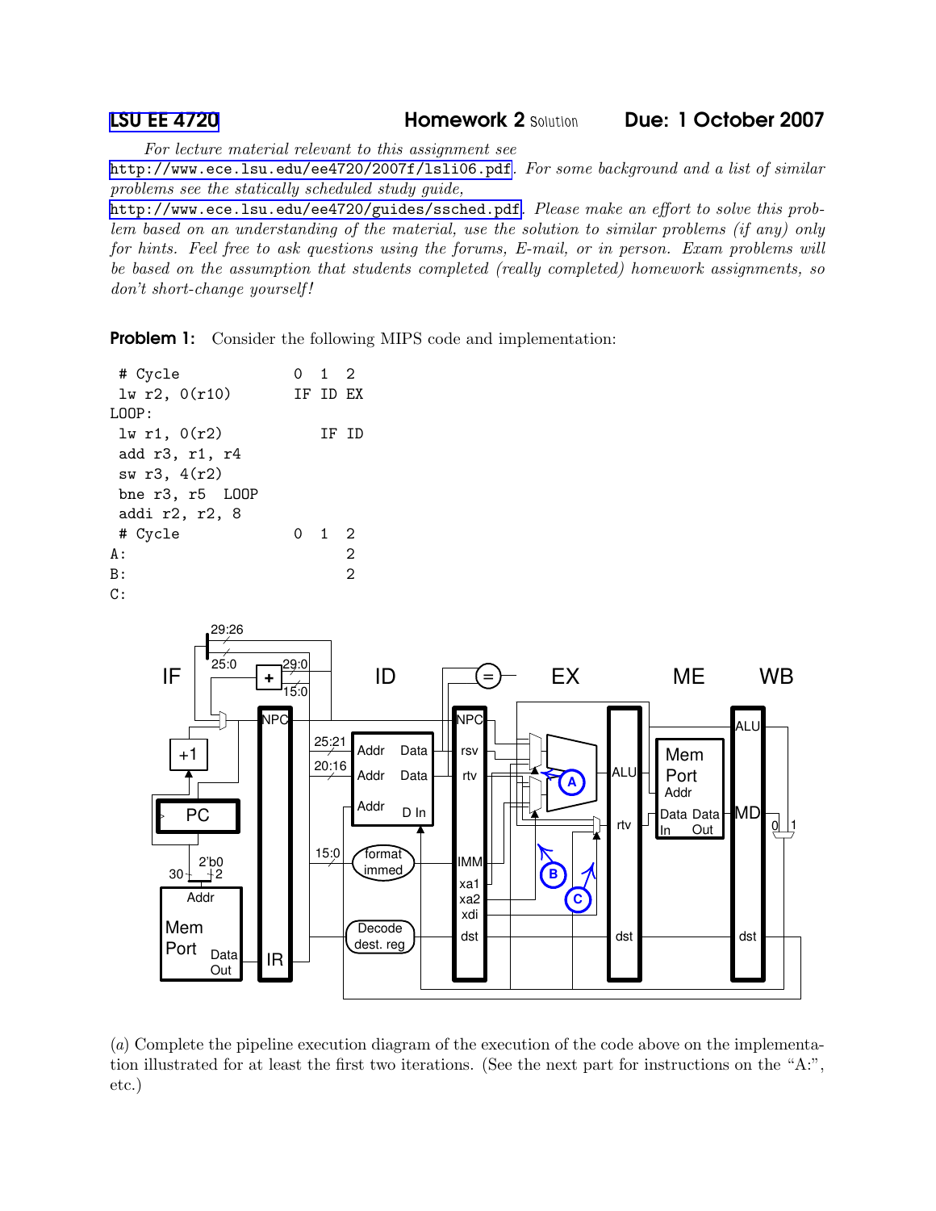LSU EE 4720 **Homework 2** Solution **Due: 1 October 2007**

*For lecture material relevant to this assignment see* http://www.ece.lsu.edu/ee4720/2007f/lsli06.pdf. *For some background and a list of similar problems see the statically scheduled study guide,* http://www.ece.lsu.edu/ee4720/guides/ssched.pdf. *Please make an effort to solve this problem based on an understanding of the material, use the solution to similar problems (if any) only for hints. Feel free to ask questions using the forums, E-mail, or in person. Exam problems will be based on the assumption that students completed (really completed) homework assignments, so don't short-change yourself!*

**Problem 1:** Consider the following MIPS code and implementation:

```
 # Cycle              0  1  2
 lw r2, 0(r10)        IF ID EX
LOOP:
 lw r1, 0(r2)            IF ID
 add r3, r1, r4
 sw r3, 4(r2)
 bne r3, r5  LOOP
 addi r2, r2, 8
 # Cycle              0  1  2
A:                          2
B:                          2
C:
```

(*a*) Complete the pipeline execution diagram of the execution of the code above on the implementation illustrated for at least the first two iterations. (See the next part for instructions on the "A:", etc.)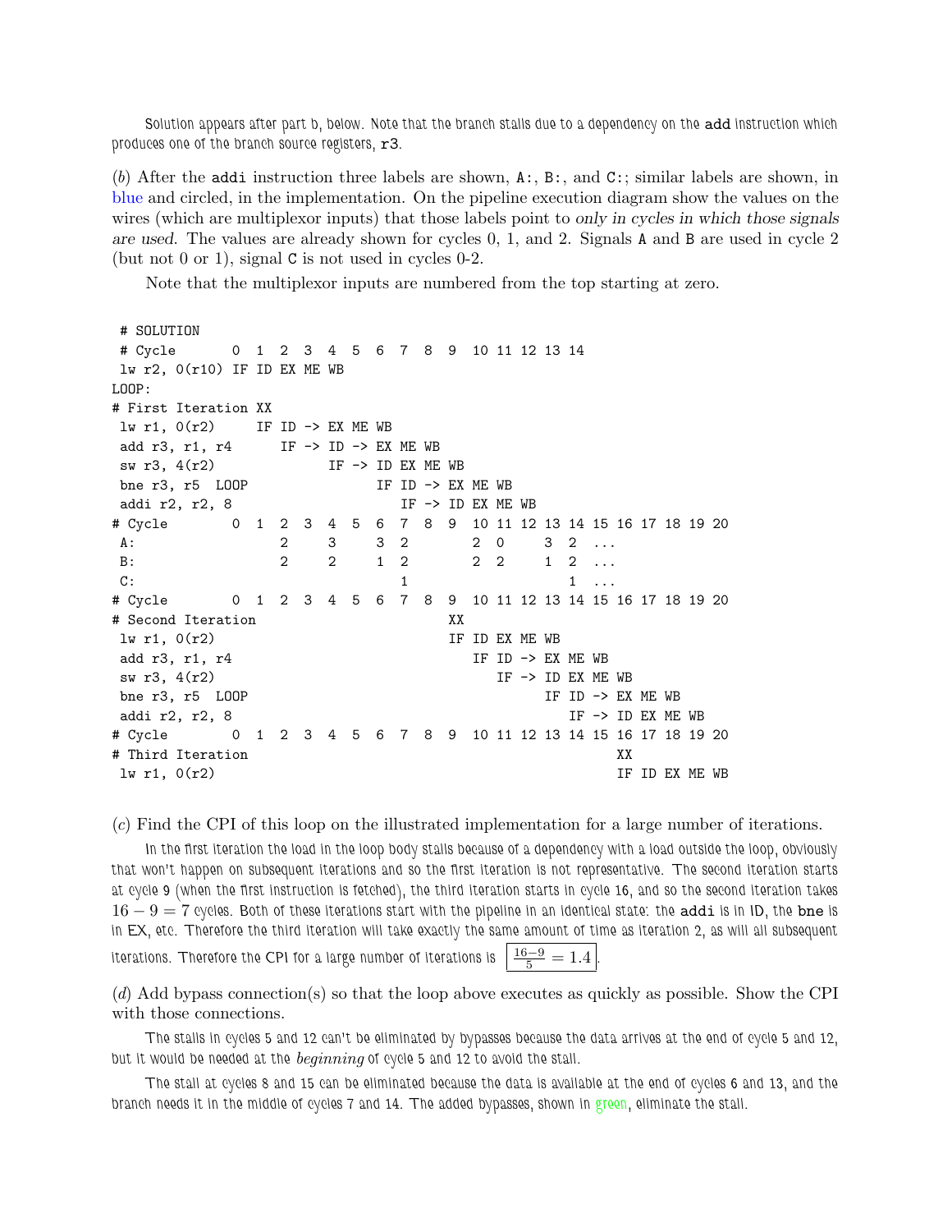Solution appears after part b, below. Note that the branch stalls due to a dependency on the `add` instruction which produces one of the branch source registers, `r3`.

(*b*) After the `addi` instruction three labels are shown, `A:`, `B:`, and `C:`; similar labels are shown, in blue and circled, in the implementation. On the pipeline execution diagram show the values on the wires (which are multiplexor inputs) that those labels point to *only in cycles in which those signals are used*. The values are already shown for cycles 0, 1, and 2. Signals `A` and `B` are used in cycle 2 (but not 0 or 1), signal `C` is not used in cycles 0-2.

Note that the multiplexor inputs are numbered from the top starting at zero.

```
 # SOLUTION
 # Cycle       0  1  2  3  4  5  6  7  8  9  10 11 12 13 14
 lw r2, 0(r10) IF ID EX ME WB
LOOP:
# First Iteration XX
 lw r1, 0(r2)     IF ID -> EX ME WB
 add r3, r1, r4      IF -> ID -> EX ME WB
 sw r3, 4(r2)              IF -> ID EX ME WB
 bne r3, r5  LOOP                IF ID -> EX ME WB
 addi r2, r2, 8                     IF -> ID EX ME WB
# Cycle        0  1  2  3  4  5  6  7  8  9  10 11 12 13 14 15 16 17 18 19 20
 A:                  2     3     3  2        2  0     3  2  ...
 B:                  2     2     1  2        2  2     1  2  ...
 C:                                 1                    1  ...
# Cycle        0  1  2  3  4  5  6  7  8  9  10 11 12 13 14 15 16 17 18 19 20
# Second Iteration                        XX
 lw r1, 0(r2)                             IF ID EX ME WB
 add r3, r1, r4                              IF ID -> EX ME WB
 sw r3, 4(r2)                                   IF -> ID EX ME WB
 bne r3, r5  LOOP                                     IF ID -> EX ME WB
 addi r2, r2, 8                                          IF -> ID EX ME WB
# Cycle        0  1  2  3  4  5  6  7  8  9  10 11 12 13 14 15 16 17 18 19 20
# Third Iteration                                              XX
 lw r1, 0(r2)                                                  IF ID EX ME WB
```

(*c*) Find the CPI of this loop on the illustrated implementation for a large number of iterations.

In the first iteration the load in the loop body stalls because of a dependency with a load outside the loop, obviously that won't happen on subsequent iterations and so the first iteration is not representative. The second iteration starts at cycle 9 (when the first instruction is fetched), the third iteration starts in cycle 16, and so the second iteration takes $16 - 9 = 7$ cycles. Both of these iterations start with the pipeline in an identical state: the `addi` is in ID, the `bne` is in EX, etc. Therefore the third iteration will take exactly the same amount of time as iteration 2, as will all subsequent iterations. Therefore the CPI for a large number of iterations is $\boxed{\frac{16-9}{5} = 1.4}$.

(*d*) Add bypass connection(s) so that the loop above executes as quickly as possible. Show the CPI with those connections.

The stalls in cycles 5 and 12 can't be eliminated by bypasses because the data arrives at the end of cycle 5 and 12, but it would be needed at the *beginning* of cycle 5 and 12 to avoid the stall.

The stall at cycles 8 and 15 can be eliminated because the data is available at the end of cycles 6 and 13, and the branch needs it in the middle of cycles 7 and 14. The added bypasses, shown in green, eliminate the stall.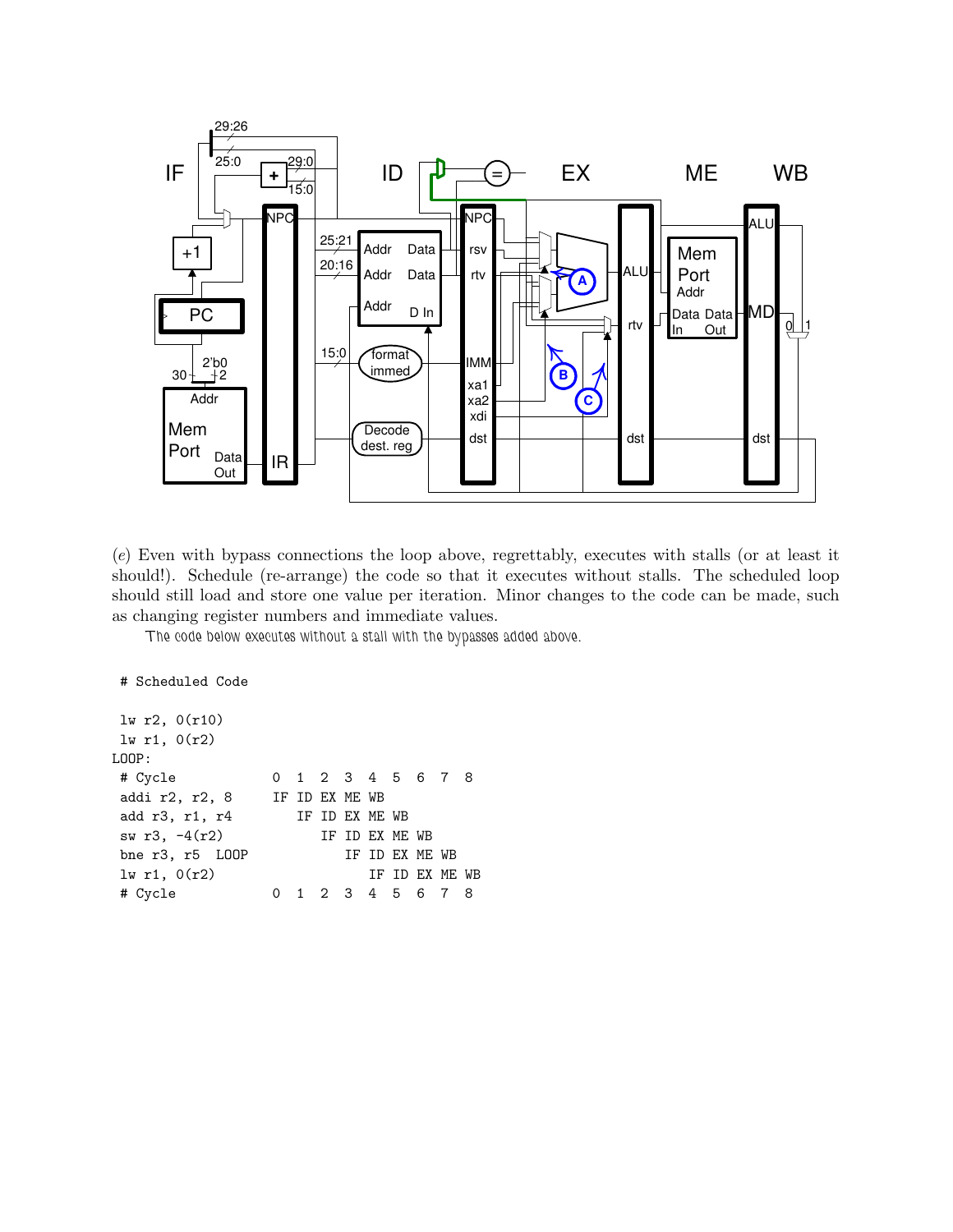IF ID EX ME WB

29:26
25:0
29:0
15:0
NPC
+1
PC
2'b0
30 2
Addr
Mem
Port
Data
Out
IR
25:21
20:16
15:0
Addr Data
Addr Data
Addr D In
format
immed
Decode
dest. reg
NPC
rsv
rtv
IMM
xa1
xa2
xdi
dst
A
B
C
ALU
rtv
dst
Mem
Port
Addr
Data In
Data Out
ALU
MD
dst
0 1

(*e*) Even with bypass connections the loop above, regrettably, executes with stalls (or at least it should!). Schedule (re-arrange) the code so that it executes without stalls. The scheduled loop should still load and store one value per iteration. Minor changes to the code can be made, such as changing register numbers and immediate values.

The code below executes without a stall with the bypasses added above.

```
 # Scheduled Code

 lw r2, 0(r10)
 lw r1, 0(r2)
LOOP:
 # Cycle            0  1  2  3  4  5  6  7  8
 addi r2, r2, 8     IF ID EX ME WB
 add r3, r1, r4        IF ID EX ME WB
 sw r3, -4(r2)            IF ID EX ME WB
 bne r3, r5  LOOP            IF ID EX ME WB
 lw r1, 0(r2)                   IF ID EX ME WB
 # Cycle            0  1  2  3  4  5  6  7  8
```